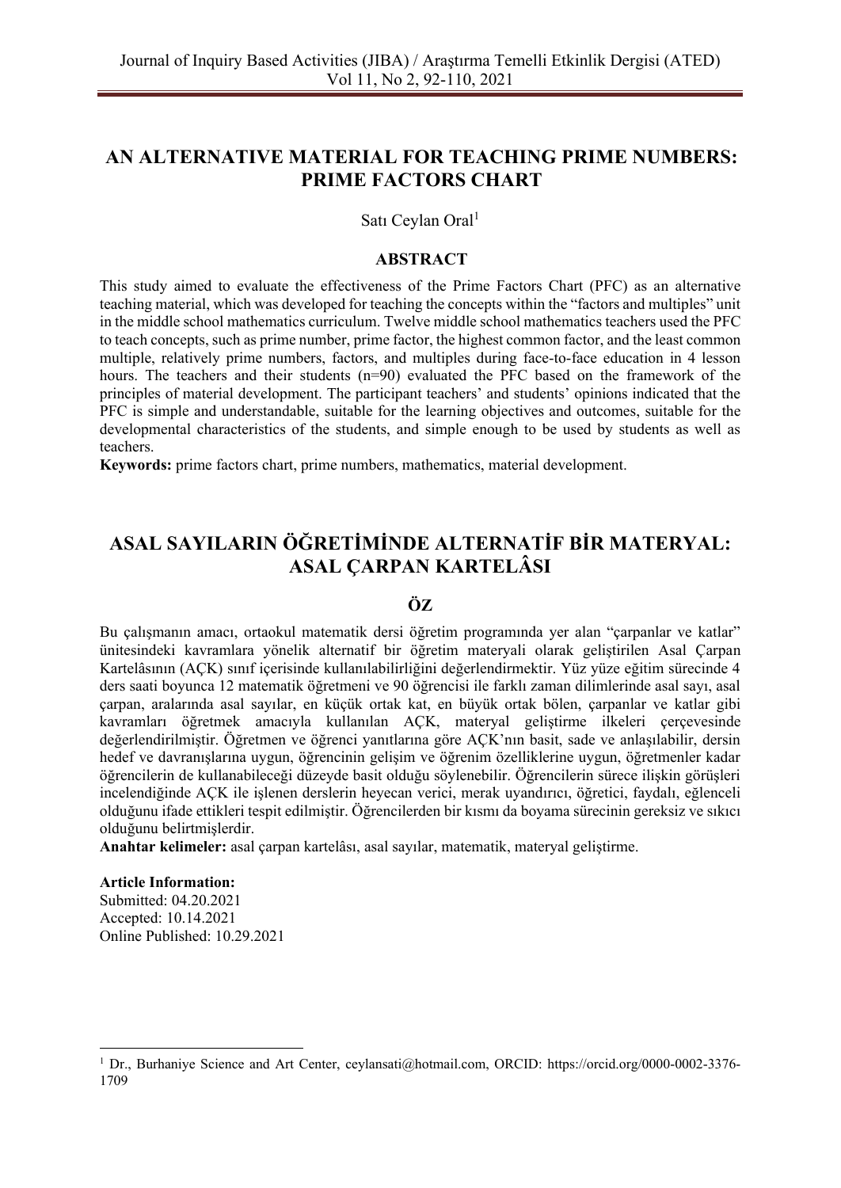# AN ALTERNATIVE MATERIAL FOR TEACHING PRIME NUMBERS: PRIME FACTORS CHART

Satı Ceylan Oral[1]

## ABSTRACT

This study aimed to evaluate the effectiveness of the Prime Factors Chart (PFC) as an alternative teaching material, which was developed for teaching the concepts within the "factors and multiples" unit in the middle school mathematics curriculum. Twelve middle school mathematics teachers used the PFC to teach concepts, such as prime number, prime factor, the highest common factor, and the least common multiple, relatively prime numbers, factors, and multiples during face-to-face education in 4 lesson hours. The teachers and their students (n=90) evaluated the PFC based on the framework of the principles of material development. The participant teachers' and students' opinions indicated that the PFC is simple and understandable, suitable for the learning objectives and outcomes, suitable for the developmental characteristics of the students, and simple enough to be used by students as well as teachers.

**Keywords:** prime factors chart, prime numbers, mathematics, material development.

# ASAL SAYILARIN ÖĞRETİMİNDE ALTERNATİF BİR MATERYAL: ASAL ÇARPAN KARTELÂSI

## ÖZ

Bu çalışmanın amacı, ortaokul matematik dersi öğretim programında yer alan "çarpanlar ve katlar" ünitesindeki kavramlara yönelik alternatif bir öğretim materyali olarak geliştirilen Asal Çarpan Kartelâsının (AÇK) sınıf içerisinde kullanılabilirliğini değerlendirmektir. Yüz yüze eğitim sürecinde 4 ders saati boyunca 12 matematik öğretmeni ve 90 öğrencisi ile farklı zaman dilimlerinde asal sayı, asal çarpan, aralarında asal sayılar, en küçük ortak kat, en büyük ortak bölen, çarpanlar ve katlar gibi kavramları öğretmek amacıyla kullanılan AÇK, materyal geliştirme ilkeleri çerçevesinde değerlendirilmiştir. Öğretmen ve öğrenci yanıtlarına göre AÇK'nın basit, sade ve anlaşılabilir, dersin hedef ve davranışlarına uygun, öğrencinin gelişim ve öğrenim özelliklerine uygun, öğretmenler kadar öğrencilerin de kullanabileceği düzeyde basit olduğu söylenebilir. Öğrencilerin sürece ilişkin görüşleri incelendiğinde AÇK ile işlenen derslerin heyecan verici, merak uyandırıcı, öğretici, faydalı, eğlenceli olduğunu ifade ettikleri tespit edilmiştir. Öğrencilerden bir kısmı da boyama sürecinin gereksiz ve sıkıcı olduğunu belirtmişlerdir.

**Anahtar kelimeler:** asal çarpan kartelâsı, asal sayılar, matematik, materyal geliştirme.

**Article Information:**
Submitted: 04.20.2021
Accepted: 10.14.2021
Online Published: 10.29.2021

---

[1] Dr., Burhaniye Science and Art Center, ceylansati@hotmail.com, ORCID: https://orcid.org/0000-0002-3376-1709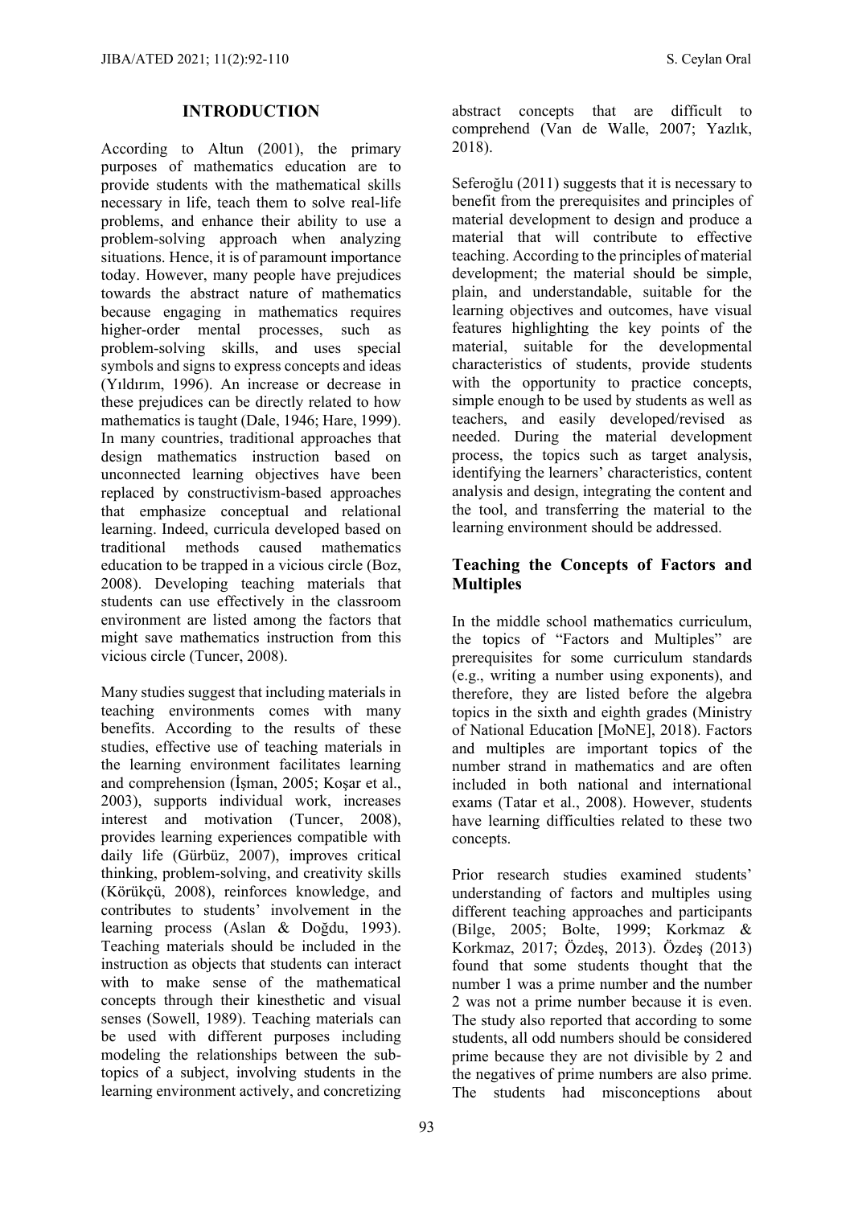## INTRODUCTION

According to Altun (2001), the primary purposes of mathematics education are to provide students with the mathematical skills necessary in life, teach them to solve real-life problems, and enhance their ability to use a problem-solving approach when analyzing situations. Hence, it is of paramount importance today. However, many people have prejudices towards the abstract nature of mathematics because engaging in mathematics requires higher-order mental processes, such as problem-solving skills, and uses special symbols and signs to express concepts and ideas (Yıldırım, 1996). An increase or decrease in these prejudices can be directly related to how mathematics is taught (Dale, 1946; Hare, 1999). In many countries, traditional approaches that design mathematics instruction based on unconnected learning objectives have been replaced by constructivism-based approaches that emphasize conceptual and relational learning. Indeed, curricula developed based on traditional methods caused mathematics education to be trapped in a vicious circle (Boz, 2008). Developing teaching materials that students can use effectively in the classroom environment are listed among the factors that might save mathematics instruction from this vicious circle (Tuncer, 2008).

Many studies suggest that including materials in teaching environments comes with many benefits. According to the results of these studies, effective use of teaching materials in the learning environment facilitates learning and comprehension (İşman, 2005; Koşar et al., 2003), supports individual work, increases interest and motivation (Tuncer, 2008), provides learning experiences compatible with daily life (Gürbüz, 2007), improves critical thinking, problem-solving, and creativity skills (Körükçü, 2008), reinforces knowledge, and contributes to students' involvement in the learning process (Aslan & Doğdu, 1993). Teaching materials should be included in the instruction as objects that students can interact with to make sense of the mathematical concepts through their kinesthetic and visual senses (Sowell, 1989). Teaching materials can be used with different purposes including modeling the relationships between the sub-topics of a subject, involving students in the learning environment actively, and concretizing abstract concepts that are difficult to comprehend (Van de Walle, 2007; Yazlık, 2018).

Seferoğlu (2011) suggests that it is necessary to benefit from the prerequisites and principles of material development to design and produce a material that will contribute to effective teaching. According to the principles of material development; the material should be simple, plain, and understandable, suitable for the learning objectives and outcomes, have visual features highlighting the key points of the material, suitable for the developmental characteristics of students, provide students with the opportunity to practice concepts, simple enough to be used by students as well as teachers, and easily developed/revised as needed. During the material development process, the topics such as target analysis, identifying the learners' characteristics, content analysis and design, integrating the content and the tool, and transferring the material to the learning environment should be addressed.

### Teaching the Concepts of Factors and Multiples

In the middle school mathematics curriculum, the topics of "Factors and Multiples" are prerequisites for some curriculum standards (e.g., writing a number using exponents), and therefore, they are listed before the algebra topics in the sixth and eighth grades (Ministry of National Education [MoNE], 2018). Factors and multiples are important topics of the number strand in mathematics and are often included in both national and international exams (Tatar et al., 2008). However, students have learning difficulties related to these two concepts.

Prior research studies examined students' understanding of factors and multiples using different teaching approaches and participants (Bilge, 2005; Bolte, 1999; Korkmaz & Korkmaz, 2017; Özdeş, 2013). Özdeş (2013) found that some students thought that the number 1 was a prime number and the number 2 was not a prime number because it is even. The study also reported that according to some students, all odd numbers should be considered prime because they are not divisible by 2 and the negatives of prime numbers are also prime. The students had misconceptions about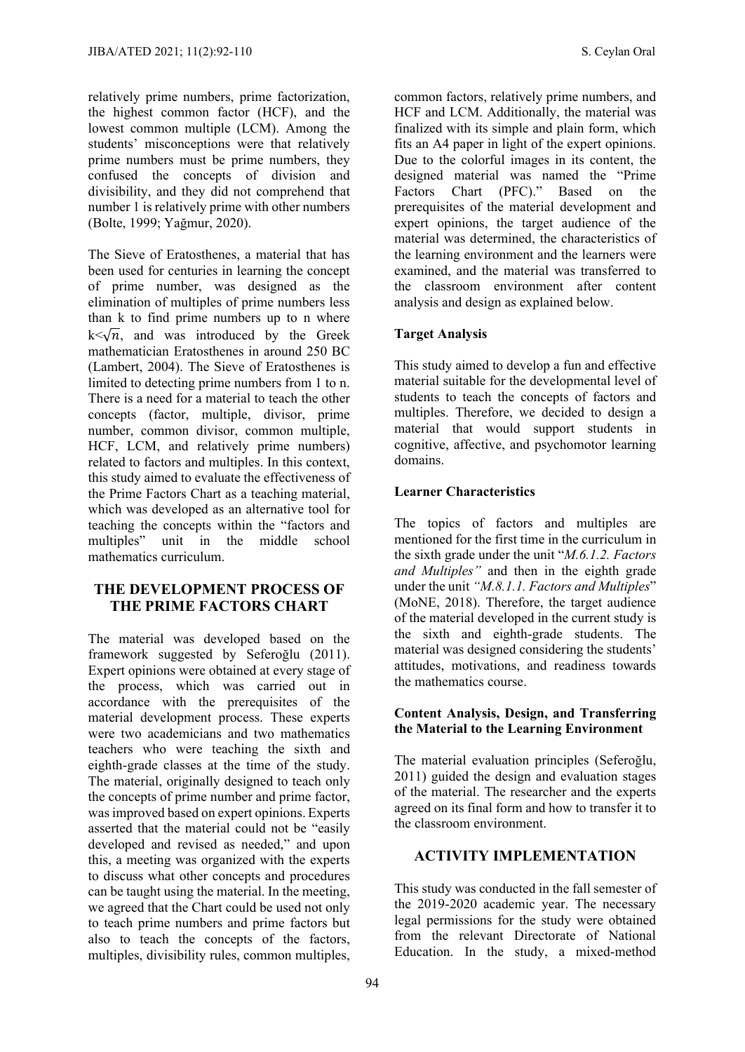relatively prime numbers, prime factorization, the highest common factor (HCF), and the lowest common multiple (LCM). Among the students' misconceptions were that relatively prime numbers must be prime numbers, they confused the concepts of division and divisibility, and they did not comprehend that number 1 is relatively prime with other numbers (Bolte, 1999; Yağmur, 2020).

The Sieve of Eratosthenes, a material that has been used for centuries in learning the concept of prime number, was designed as the elimination of multiples of prime numbers less than k to find prime numbers up to n where $k<\sqrt{n}$, and was introduced by the Greek mathematician Eratosthenes in around 250 BC (Lambert, 2004). The Sieve of Eratosthenes is limited to detecting prime numbers from 1 to n. There is a need for a material to teach the other concepts (factor, multiple, divisor, prime number, common divisor, common multiple, HCF, LCM, and relatively prime numbers) related to factors and multiples. In this context, this study aimed to evaluate the effectiveness of the Prime Factors Chart as a teaching material, which was developed as an alternative tool for teaching the concepts within the "factors and multiples" unit in the middle school mathematics curriculum.

## THE DEVELOPMENT PROCESS OF THE PRIME FACTORS CHART

The material was developed based on the framework suggested by Seferoğlu (2011). Expert opinions were obtained at every stage of the process, which was carried out in accordance with the prerequisites of the material development process. These experts were two academicians and two mathematics teachers who were teaching the sixth and eighth-grade classes at the time of the study. The material, originally designed to teach only the concepts of prime number and prime factor, was improved based on expert opinions. Experts asserted that the material could not be "easily developed and revised as needed," and upon this, a meeting was organized with the experts to discuss what other concepts and procedures can be taught using the material. In the meeting, we agreed that the Chart could be used not only to teach prime numbers and prime factors but also to teach the concepts of the factors, multiples, divisibility rules, common multiples, common factors, relatively prime numbers, and HCF and LCM. Additionally, the material was finalized with its simple and plain form, which fits an A4 paper in light of the expert opinions. Due to the colorful images in its content, the designed material was named the "Prime Factors Chart (PFC)." Based on the prerequisites of the material development and expert opinions, the target audience of the material was determined, the characteristics of the learning environment and the learners were examined, and the material was transferred to the classroom environment after content analysis and design as explained below.

### Target Analysis

This study aimed to develop a fun and effective material suitable for the developmental level of students to teach the concepts of factors and multiples. Therefore, we decided to design a material that would support students in cognitive, affective, and psychomotor learning domains.

### Learner Characteristics

The topics of factors and multiples are mentioned for the first time in the curriculum in the sixth grade under the unit "*M.6.1.2. Factors and Multiples"* and then in the eighth grade under the unit *"M.8.1.1. Factors and Multiples*" (MoNE, 2018). Therefore, the target audience of the material developed in the current study is the sixth and eighth-grade students. The material was designed considering the students' attitudes, motivations, and readiness towards the mathematics course.

### Content Analysis, Design, and Transferring the Material to the Learning Environment

The material evaluation principles (Seferoğlu, 2011) guided the design and evaluation stages of the material. The researcher and the experts agreed on its final form and how to transfer it to the classroom environment.

## ACTIVITY IMPLEMENTATION

This study was conducted in the fall semester of the 2019-2020 academic year. The necessary legal permissions for the study were obtained from the relevant Directorate of National Education. In the study, a mixed-method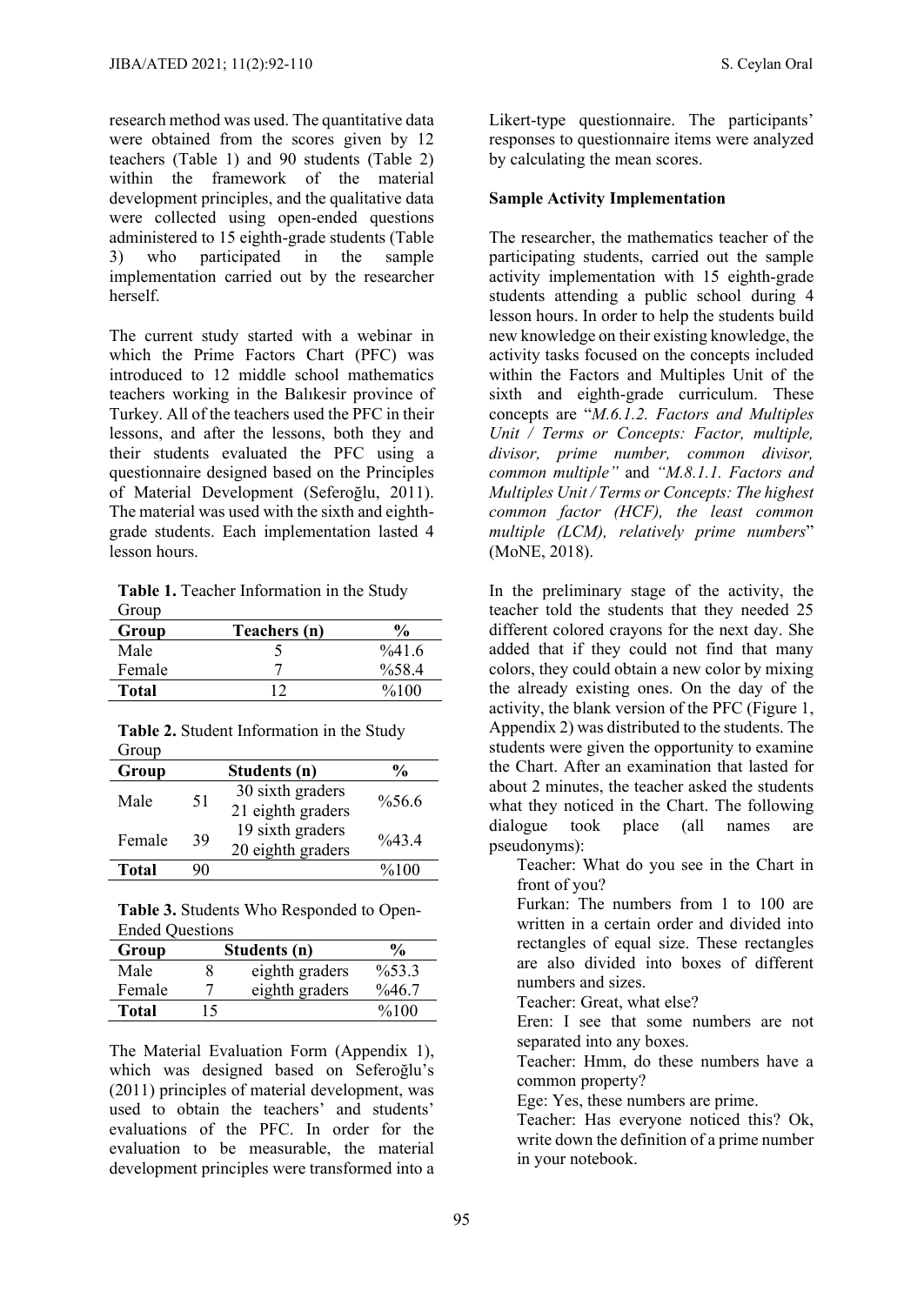research method was used. The quantitative data were obtained from the scores given by 12 teachers (Table 1) and 90 students (Table 2) within the framework of the material development principles, and the qualitative data were collected using open-ended questions administered to 15 eighth-grade students (Table 3) who participated in the sample implementation carried out by the researcher herself.

The current study started with a webinar in which the Prime Factors Chart (PFC) was introduced to 12 middle school mathematics teachers working in the Balıkesir province of Turkey. All of the teachers used the PFC in their lessons, and after the lessons, both they and their students evaluated the PFC using a questionnaire designed based on the Principles of Material Development (Seferoğlu, 2011). The material was used with the sixth and eighth-grade students. Each implementation lasted 4 lesson hours.

**Table 1.** Teacher Information in the Study Group

| Group | Teachers (n) | % |
|---|---|---|
| Male | 5 | %41.6 |
| Female | 7 | %58.4 |
| **Total** | 12 | %100 |

**Table 2.** Student Information in the Study Group

| Group | Students (n) | | % |
|---|---|---|---|
| Male | 51 | 30 sixth graders<br>21 eighth graders | %56.6 |
| Female | 39 | 19 sixth graders<br>20 eighth graders | %43.4 |
| **Total** | 90 | | %100 |

**Table 3.** Students Who Responded to Open-Ended Questions

| Group | Students (n) | | % |
|---|---|---|---|
| Male | 8 | eighth graders | %53.3 |
| Female | 7 | eighth graders | %46.7 |
| **Total** | 15 | | %100 |

The Material Evaluation Form (Appendix 1), which was designed based on Seferoğlu's (2011) principles of material development, was used to obtain the teachers' and students' evaluations of the PFC. In order for the evaluation to be measurable, the material development principles were transformed into a Likert-type questionnaire. The participants' responses to questionnaire items were analyzed by calculating the mean scores.

**Sample Activity Implementation**

The researcher, the mathematics teacher of the participating students, carried out the sample activity implementation with 15 eighth-grade students attending a public school during 4 lesson hours. In order to help the students build new knowledge on their existing knowledge, the activity tasks focused on the concepts included within the Factors and Multiples Unit of the sixth and eighth-grade curriculum. These concepts are "*M.6.1.2. Factors and Multiples Unit / Terms or Concepts: Factor, multiple, divisor, prime number, common divisor, common multiple"* and *"M.8.1.1. Factors and Multiples Unit / Terms or Concepts: The highest common factor (HCF), the least common multiple (LCM), relatively prime numbers*" (MoNE, 2018).

In the preliminary stage of the activity, the teacher told the students that they needed 25 different colored crayons for the next day. She added that if they could not find that many colors, they could obtain a new color by mixing the already existing ones. On the day of the activity, the blank version of the PFC (Figure 1, Appendix 2) was distributed to the students. The students were given the opportunity to examine the Chart. After an examination that lasted for about 2 minutes, the teacher asked the students what they noticed in the Chart. The following dialogue took place (all names are pseudonyms):

> Teacher: What do you see in the Chart in front of you?
>
> Furkan: The numbers from 1 to 100 are written in a certain order and divided into rectangles of equal size. These rectangles are also divided into boxes of different numbers and sizes.
>
> Teacher: Great, what else?
>
> Eren: I see that some numbers are not separated into any boxes.
>
> Teacher: Hmm, do these numbers have a common property?
>
> Ege: Yes, these numbers are prime.
>
> Teacher: Has everyone noticed this? Ok, write down the definition of a prime number in your notebook.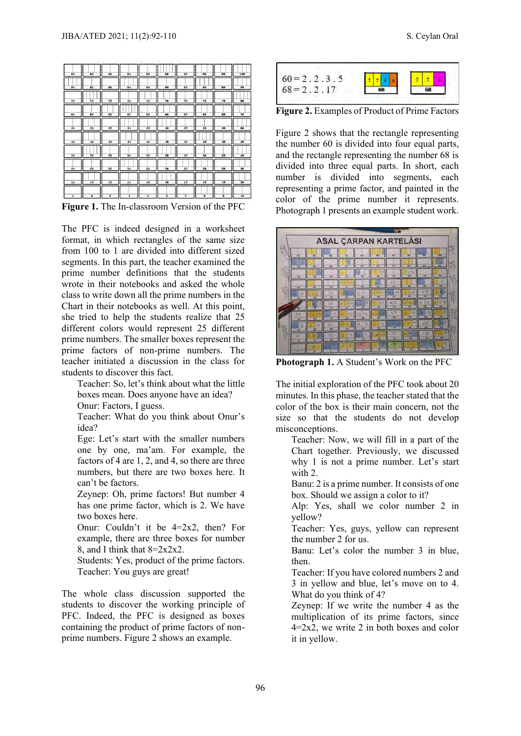**Figure 1.** The In-classroom Version of the PFC

The PFC is indeed designed in a worksheet format, in which rectangles of the same size from 100 to 1 are divided into different sized segments. In this part, the teacher examined the prime number definitions that the students wrote in their notebooks and asked the whole class to write down all the prime numbers in the Chart in their notebooks as well. At this point, she tried to help the students realize that 25 different colors would represent 25 different prime numbers. The smaller boxes represent the prime factors of non-prime numbers. The teacher initiated a discussion in the class for students to discover this fact.

> Teacher: So, let's think about what the little boxes mean. Does anyone have an idea?
>
> Onur: Factors, I guess.
>
> Teacher: What do you think about Onur's idea?
>
> Ege: Let's start with the smaller numbers one by one, ma'am. For example, the factors of 4 are 1, 2, and 4, so there are three numbers, but there are two boxes here. It can't be factors.
>
> Zeynep: Oh, prime factors! But number 4 has one prime factor, which is 2. We have two boxes here.
>
> Onur: Couldn't it be 4=2x2, then? For example, there are three boxes for number 8, and I think that 8=2x2x2.
>
> Students: Yes, product of the prime factors.
>
> Teacher: You guys are great!

The whole class discussion supported the students to discover the working principle of PFC. Indeed, the PFC is designed as boxes containing the product of prime factors of non-prime numbers. Figure 2 shows an example.

60 = 2 . 2 . 3 . 5
68 = 2 . 2 . 17

**Figure 2.** Examples of Product of Prime Factors

Figure 2 shows that the rectangle representing the number 60 is divided into four equal parts, and the rectangle representing the number 68 is divided into three equal parts. In short, each number is divided into segments, each representing a prime factor, and painted in the color of the prime number it represents. Photograph 1 presents an example student work.

**Photograph 1.** A Student's Work on the PFC

The initial exploration of the PFC took about 20 minutes. In this phase, the teacher stated that the color of the box is their main concern, not the size so that the students do not develop misconceptions.

> Teacher: Now, we will fill in a part of the Chart together. Previously, we discussed why 1 is not a prime number. Let's start with 2.
>
> Banu: 2 is a prime number. It consists of one box. Should we assign a color to it?
>
> Alp: Yes, shall we color number 2 in yellow?
>
> Teacher: Yes, guys, yellow can represent the number 2 for us.
>
> Banu: Let's color the number 3 in blue, then.
>
> Teacher: If you have colored numbers 2 and 3 in yellow and blue, let's move on to 4. What do you think of 4?
>
> Zeynep: If we write the number 4 as the multiplication of its prime factors, since 4=2x2, we write 2 in both boxes and color it in yellow.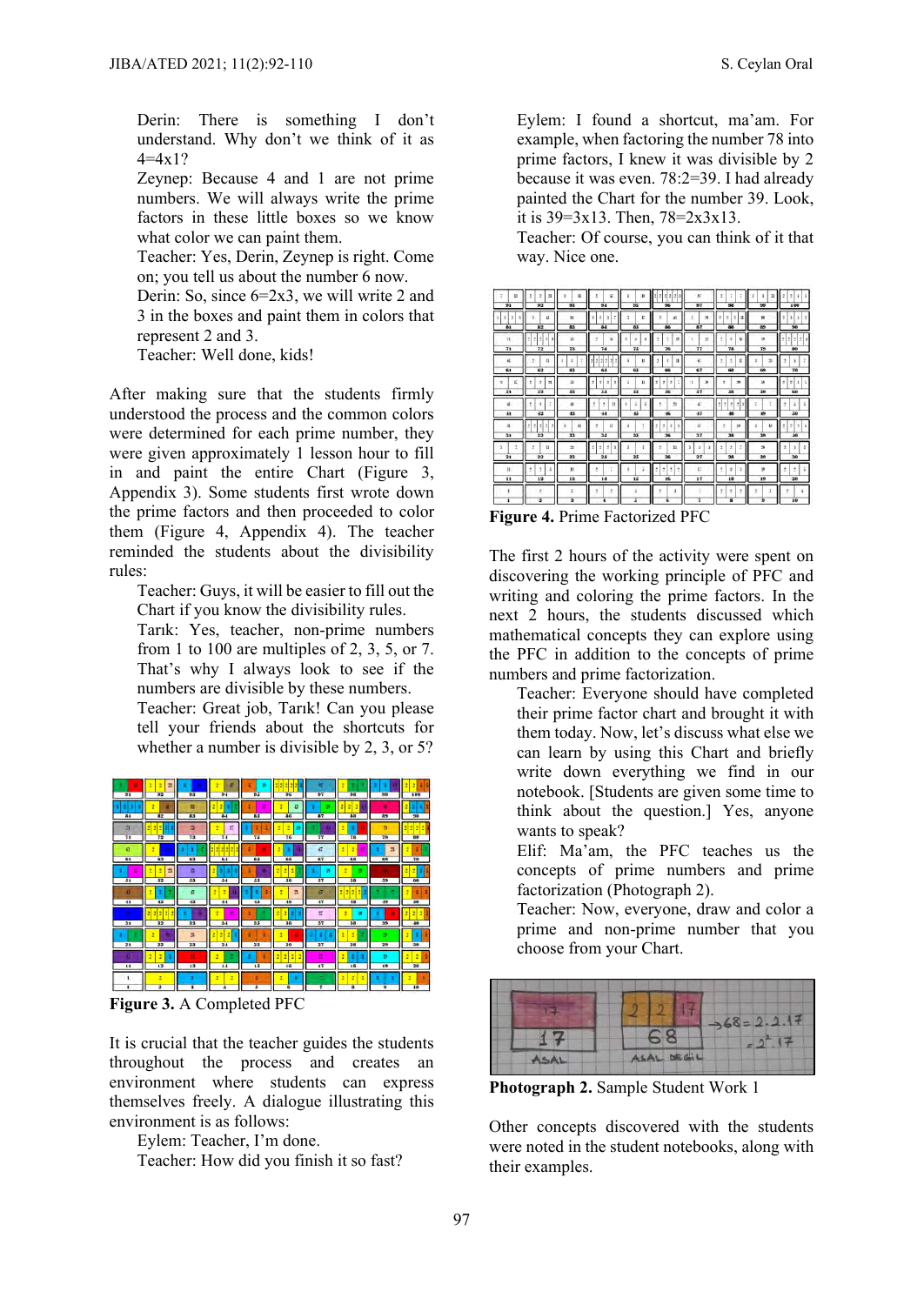Derin: There is something I don't understand. Why don't we think of it as 4=4x1?

Zeynep: Because 4 and 1 are not prime numbers. We will always write the prime factors in these little boxes so we know what color we can paint them.

Teacher: Yes, Derin, Zeynep is right. Come on; you tell us about the number 6 now.

Derin: So, since 6=2x3, we will write 2 and 3 in the boxes and paint them in colors that represent 2 and 3.

Teacher: Well done, kids!

After making sure that the students firmly understood the process and the common colors were determined for each prime number, they were given approximately 1 lesson hour to fill in and paint the entire Chart (Figure 3, Appendix 3). Some students first wrote down the prime factors and then proceeded to color them (Figure 4, Appendix 4). The teacher reminded the students about the divisibility rules:

Teacher: Guys, it will be easier to fill out the Chart if you know the divisibility rules.

Tarık: Yes, teacher, non-prime numbers from 1 to 100 are multiples of 2, 3, 5, or 7. That's why I always look to see if the numbers are divisible by these numbers.

Teacher: Great job, Tarık! Can you please tell your friends about the shortcuts for whether a number is divisible by 2, 3, or 5?

**Figure 3.** A Completed PFC

It is crucial that the teacher guides the students throughout the process and creates an environment where students can express themselves freely. A dialogue illustrating this environment is as follows:

Eylem: Teacher, I'm done.

Teacher: How did you finish it so fast?

Eylem: I found a shortcut, ma'am. For example, when factoring the number 78 into prime factors, I knew it was divisible by 2 because it was even. 78:2=39. I had already painted the Chart for the number 39. Look, it is 39=3x13. Then, 78=2x3x13.

Teacher: Of course, you can think of it that way. Nice one.

**Figure 4.** Prime Factorized PFC

The first 2 hours of the activity were spent on discovering the working principle of PFC and writing and coloring the prime factors. In the next 2 hours, the students discussed which mathematical concepts they can explore using the PFC in addition to the concepts of prime numbers and prime factorization.

Teacher: Everyone should have completed their prime factor chart and brought it with them today. Now, let's discuss what else we can learn by using this Chart and briefly write down everything we find in our notebook. [Students are given some time to think about the question.] Yes, anyone wants to speak?

Elif: Ma'am, the PFC teaches us the concepts of prime numbers and prime factorization (Photograph 2).

Teacher: Now, everyone, draw and color a prime and non-prime number that you choose from your Chart.

**Photograph 2.** Sample Student Work 1

Other concepts discovered with the students were noted in the student notebooks, along with their examples.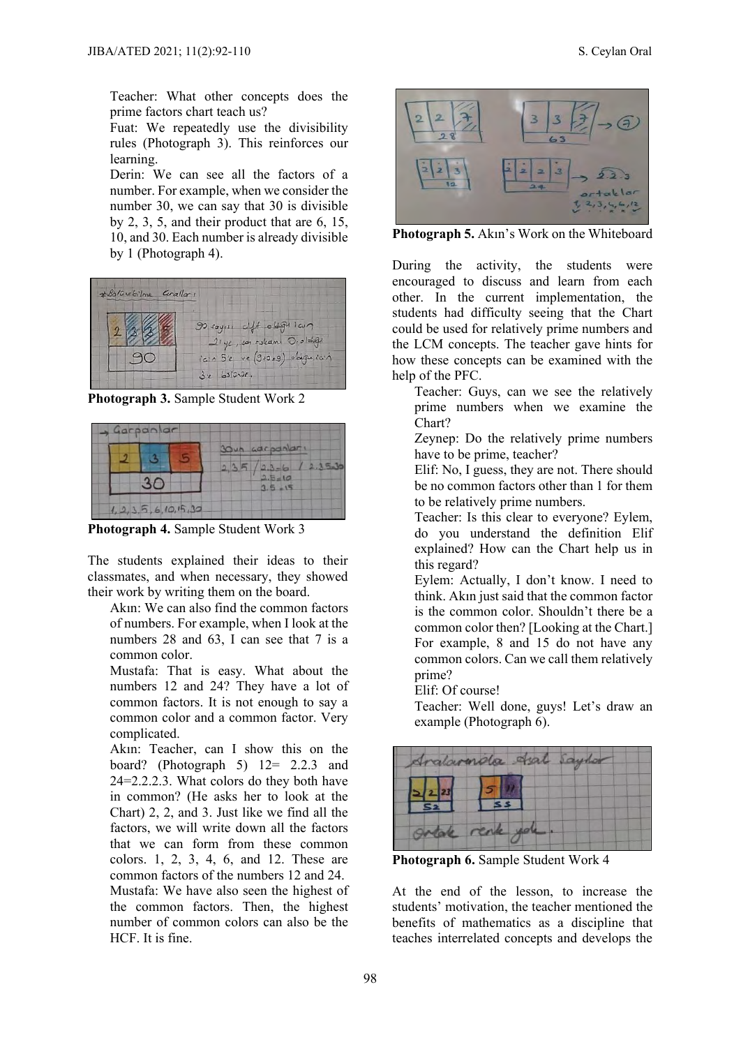Teacher: What other concepts does the prime factors chart teach us?

Fuat: We repeatedly use the divisibility rules (Photograph 3). This reinforces our learning.

Derin: We can see all the factors of a number. For example, when we consider the number 30, we can say that 30 is divisible by 2, 3, 5, and their product that are 6, 15, 10, and 30. Each number is already divisible by 1 (Photograph 4).

**Photograph 3.** Sample Student Work 2

**Photograph 4.** Sample Student Work 3

The students explained their ideas to their classmates, and when necessary, they showed their work by writing them on the board.

Akın: We can also find the common factors of numbers. For example, when I look at the numbers 28 and 63, I can see that 7 is a common color.

Mustafa: That is easy. What about the numbers 12 and 24? They have a lot of common factors. It is not enough to say a common color and a common factor. Very complicated.

Akın: Teacher, can I show this on the board? (Photograph 5) 12= 2.2.3 and 24=2.2.2.3. What colors do they both have in common? (He asks her to look at the Chart) 2, 2, and 3. Just like we find all the factors, we will write down all the factors that we can form from these common colors. 1, 2, 3, 4, 6, and 12. These are common factors of the numbers 12 and 24.

Mustafa: We have also seen the highest of the common factors. Then, the highest number of common colors can also be the HCF. It is fine.

**Photograph 5.** Akın's Work on the Whiteboard

During the activity, the students were encouraged to discuss and learn from each other. In the current implementation, the students had difficulty seeing that the Chart could be used for relatively prime numbers and the LCM concepts. The teacher gave hints for how these concepts can be examined with the help of the PFC.

Teacher: Guys, can we see the relatively prime numbers when we examine the Chart?

Zeynep: Do the relatively prime numbers have to be prime, teacher?

Elif: No, I guess, they are not. There should be no common factors other than 1 for them to be relatively prime numbers.

Teacher: Is this clear to everyone? Eylem, do you understand the definition Elif explained? How can the Chart help us in this regard?

Eylem: Actually, I don't know. I need to think. Akın just said that the common factor is the common color. Shouldn't there be a common color then? [Looking at the Chart.] For example, 8 and 15 do not have any common colors. Can we call them relatively prime?

Elif: Of course!

Teacher: Well done, guys! Let's draw an example (Photograph 6).

**Photograph 6.** Sample Student Work 4

At the end of the lesson, to increase the students' motivation, the teacher mentioned the benefits of mathematics as a discipline that teaches interrelated concepts and develops the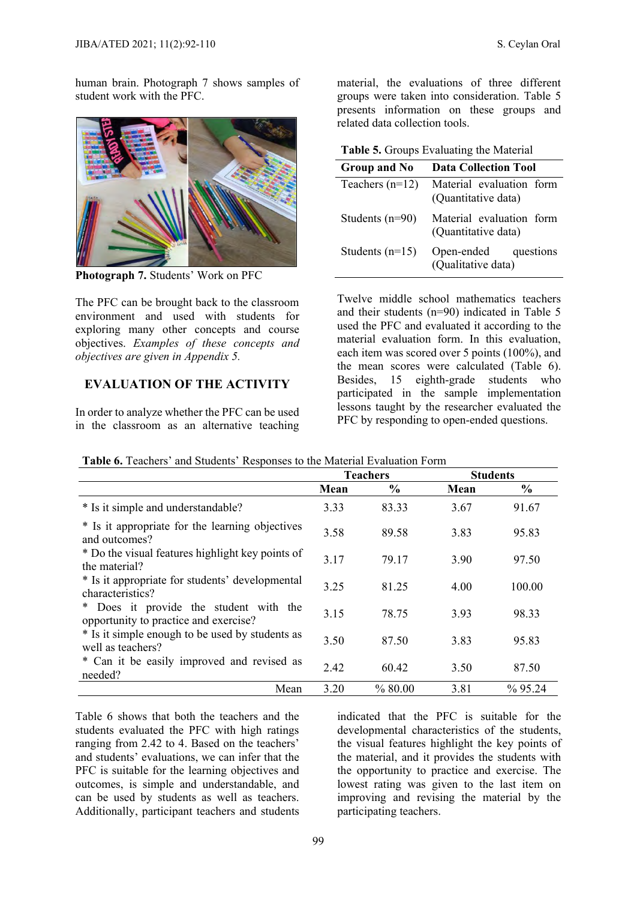human brain. Photograph 7 shows samples of student work with the PFC.

**Photograph 7.** Students' Work on PFC

The PFC can be brought back to the classroom environment and used with students for exploring many other concepts and course objectives. *Examples of these concepts and objectives are given in Appendix 5.*

## EVALUATION OF THE ACTIVITY

In order to analyze whether the PFC can be used in the classroom as an alternative teaching material, the evaluations of three different groups were taken into consideration. Table 5 presents information on these groups and related data collection tools.

**Table 5.** Groups Evaluating the Material

| Group and No | Data Collection Tool |
|---|---|
| Teachers (n=12) | Material evaluation form (Quantitative data) |
| Students (n=90) | Material evaluation form (Quantitative data) |
| Students (n=15) | Open-ended questions (Qualitative data) |

Twelve middle school mathematics teachers and their students (n=90) indicated in Table 5 used the PFC and evaluated it according to the material evaluation form. In this evaluation, each item was scored over 5 points (100%), and the mean scores were calculated (Table 6). Besides, 15 eighth-grade students who participated in the sample implementation lessons taught by the researcher evaluated the PFC by responding to open-ended questions.

**Table 6.** Teachers' and Students' Responses to the Material Evaluation Form

| | Teachers | | Students | |
|---|---|---|---|---|
| | Mean | % | Mean | % |
| * Is it simple and understandable? | 3.33 | 83.33 | 3.67 | 91.67 |
| * Is it appropriate for the learning objectives and outcomes? | 3.58 | 89.58 | 3.83 | 95.83 |
| * Do the visual features highlight key points of the material? | 3.17 | 79.17 | 3.90 | 97.50 |
| * Is it appropriate for students' developmental characteristics? | 3.25 | 81.25 | 4.00 | 100.00 |
| * Does it provide the student with the opportunity to practice and exercise? | 3.15 | 78.75 | 3.93 | 98.33 |
| * Is it simple enough to be used by students as well as teachers? | 3.50 | 87.50 | 3.83 | 95.83 |
| * Can it be easily improved and revised as needed? | 2.42 | 60.42 | 3.50 | 87.50 |
| Mean | 3.20 | % 80.00 | 3.81 | % 95.24 |

Table 6 shows that both the teachers and the students evaluated the PFC with high ratings ranging from 2.42 to 4. Based on the teachers' and students' evaluations, we can infer that the PFC is suitable for the learning objectives and outcomes, is simple and understandable, and can be used by students as well as teachers. Additionally, participant teachers and students indicated that the PFC is suitable for the developmental characteristics of the students, the visual features highlight the key points of the material, and it provides the students with the opportunity to practice and exercise. The lowest rating was given to the last item on improving and revising the material by the participating teachers.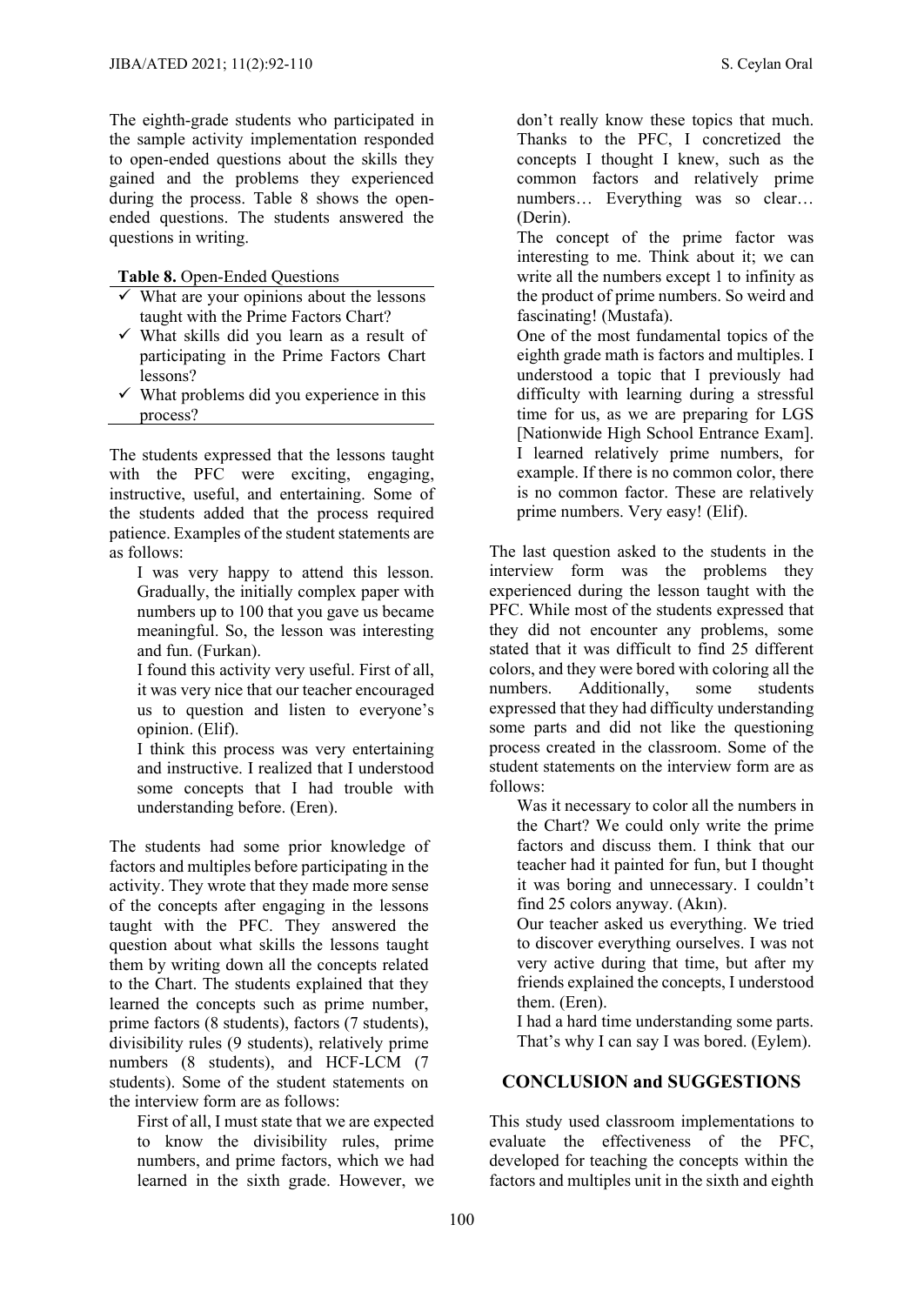The eighth-grade students who participated in the sample activity implementation responded to open-ended questions about the skills they gained and the problems they experienced during the process. Table 8 shows the open-ended questions. The students answered the questions in writing.

**Table 8.** Open-Ended Questions

- ✓ What are your opinions about the lessons taught with the Prime Factors Chart?
- ✓ What skills did you learn as a result of participating in the Prime Factors Chart lessons?
- ✓ What problems did you experience in this process?

The students expressed that the lessons taught with the PFC were exciting, engaging, instructive, useful, and entertaining. Some of the students added that the process required patience. Examples of the student statements are as follows:

> I was very happy to attend this lesson. Gradually, the initially complex paper with numbers up to 100 that you gave us became meaningful. So, the lesson was interesting and fun. (Furkan).
>
> I found this activity very useful. First of all, it was very nice that our teacher encouraged us to question and listen to everyone's opinion. (Elif).
>
> I think this process was very entertaining and instructive. I realized that I understood some concepts that I had trouble with understanding before. (Eren).

The students had some prior knowledge of factors and multiples before participating in the activity. They wrote that they made more sense of the concepts after engaging in the lessons taught with the PFC. They answered the question about what skills the lessons taught them by writing down all the concepts related to the Chart. The students explained that they learned the concepts such as prime number, prime factors (8 students), factors (7 students), divisibility rules (9 students), relatively prime numbers (8 students), and HCF-LCM (7 students). Some of the student statements on the interview form are as follows:

> First of all, I must state that we are expected to know the divisibility rules, prime numbers, and prime factors, which we had learned in the sixth grade. However, we don't really know these topics that much. Thanks to the PFC, I concretized the concepts I thought I knew, such as the common factors and relatively prime numbers… Everything was so clear… (Derin).
>
> The concept of the prime factor was interesting to me. Think about it; we can write all the numbers except 1 to infinity as the product of prime numbers. So weird and fascinating! (Mustafa).
>
> One of the most fundamental topics of the eighth grade math is factors and multiples. I understood a topic that I previously had difficulty with learning during a stressful time for us, as we are preparing for LGS [Nationwide High School Entrance Exam]. I learned relatively prime numbers, for example. If there is no common color, there is no common factor. These are relatively prime numbers. Very easy! (Elif).

The last question asked to the students in the interview form was the problems they experienced during the lesson taught with the PFC. While most of the students expressed that they did not encounter any problems, some stated that it was difficult to find 25 different colors, and they were bored with coloring all the numbers. Additionally, some students expressed that they had difficulty understanding some parts and did not like the questioning process created in the classroom. Some of the student statements on the interview form are as follows:

> Was it necessary to color all the numbers in the Chart? We could only write the prime factors and discuss them. I think that our teacher had it painted for fun, but I thought it was boring and unnecessary. I couldn't find 25 colors anyway. (Akın).
>
> Our teacher asked us everything. We tried to discover everything ourselves. I was not very active during that time, but after my friends explained the concepts, I understood them. (Eren).
>
> I had a hard time understanding some parts. That's why I can say I was bored. (Eylem).

## CONCLUSION and SUGGESTIONS

This study used classroom implementations to evaluate the effectiveness of the PFC, developed for teaching the concepts within the factors and multiples unit in the sixth and eighth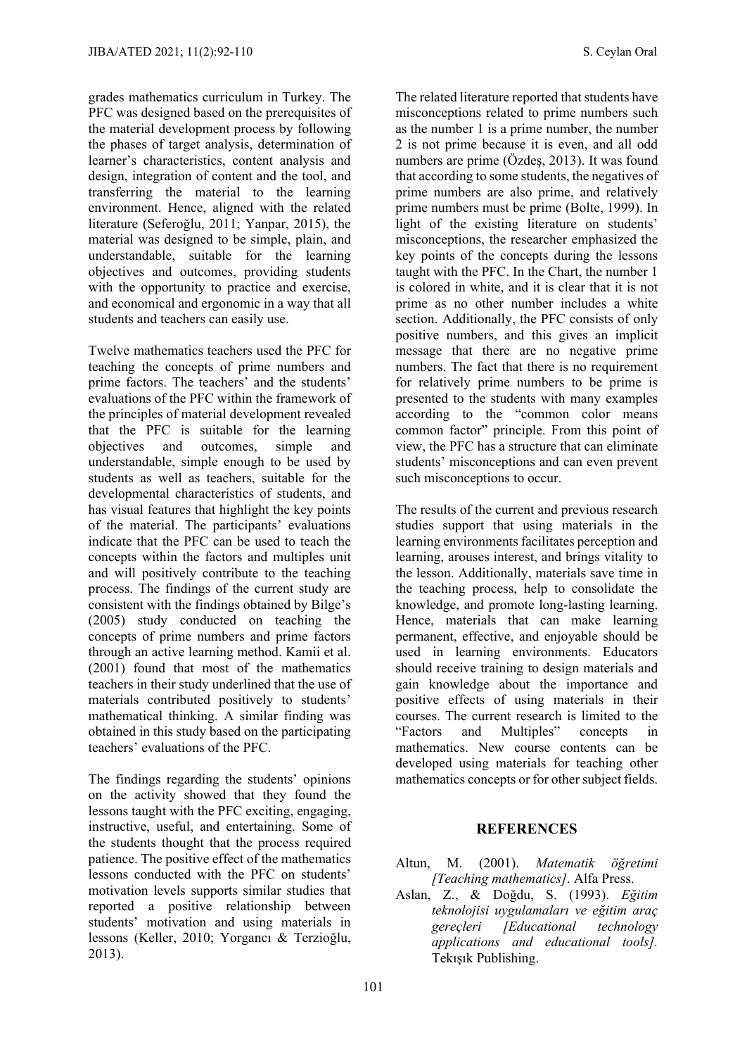grades mathematics curriculum in Turkey. The PFC was designed based on the prerequisites of the material development process by following the phases of target analysis, determination of learner's characteristics, content analysis and design, integration of content and the tool, and transferring the material to the learning environment. Hence, aligned with the related literature (Seferoğlu, 2011; Yanpar, 2015), the material was designed to be simple, plain, and understandable, suitable for the learning objectives and outcomes, providing students with the opportunity to practice and exercise, and economical and ergonomic in a way that all students and teachers can easily use.

Twelve mathematics teachers used the PFC for teaching the concepts of prime numbers and prime factors. The teachers' and the students' evaluations of the PFC within the framework of the principles of material development revealed that the PFC is suitable for the learning objectives and outcomes, simple and understandable, simple enough to be used by students as well as teachers, suitable for the developmental characteristics of students, and has visual features that highlight the key points of the material. The participants' evaluations indicate that the PFC can be used to teach the concepts within the factors and multiples unit and will positively contribute to the teaching process. The findings of the current study are consistent with the findings obtained by Bilge's (2005) study conducted on teaching the concepts of prime numbers and prime factors through an active learning method. Kamii et al. (2001) found that most of the mathematics teachers in their study underlined that the use of materials contributed positively to students' mathematical thinking. A similar finding was obtained in this study based on the participating teachers' evaluations of the PFC.

The findings regarding the students' opinions on the activity showed that they found the lessons taught with the PFC exciting, engaging, instructive, useful, and entertaining. Some of the students thought that the process required patience. The positive effect of the mathematics lessons conducted with the PFC on students' motivation levels supports similar studies that reported a positive relationship between students' motivation and using materials in lessons (Keller, 2010; Yorgancı & Terzioğlu, 2013).

The related literature reported that students have misconceptions related to prime numbers such as the number 1 is a prime number, the number 2 is not prime because it is even, and all odd numbers are prime (Özdeş, 2013). It was found that according to some students, the negatives of prime numbers are also prime, and relatively prime numbers must be prime (Bolte, 1999). In light of the existing literature on students' misconceptions, the researcher emphasized the key points of the concepts during the lessons taught with the PFC. In the Chart, the number 1 is colored in white, and it is clear that it is not prime as no other number includes a white section. Additionally, the PFC consists of only positive numbers, and this gives an implicit message that there are no negative prime numbers. The fact that there is no requirement for relatively prime numbers to be prime is presented to the students with many examples according to the "common color means common factor" principle. From this point of view, the PFC has a structure that can eliminate students' misconceptions and can even prevent such misconceptions to occur.

The results of the current and previous research studies support that using materials in the learning environments facilitates perception and learning, arouses interest, and brings vitality to the lesson. Additionally, materials save time in the teaching process, help to consolidate the knowledge, and promote long-lasting learning. Hence, materials that can make learning permanent, effective, and enjoyable should be used in learning environments. Educators should receive training to design materials and gain knowledge about the importance and positive effects of using materials in their courses. The current research is limited to the "Factors and Multiples" concepts in mathematics. New course contents can be developed using materials for teaching other mathematics concepts or for other subject fields.

## REFERENCES

Altun, M. (2001). *Matematik öğretimi [Teaching mathematics]*. Alfa Press.

Aslan, Z., & Doğdu, S. (1993). *Eğitim teknolojisi uygulamaları ve eğitim araç gereçleri [Educational technology applications and educational tools].* Tekışık Publishing.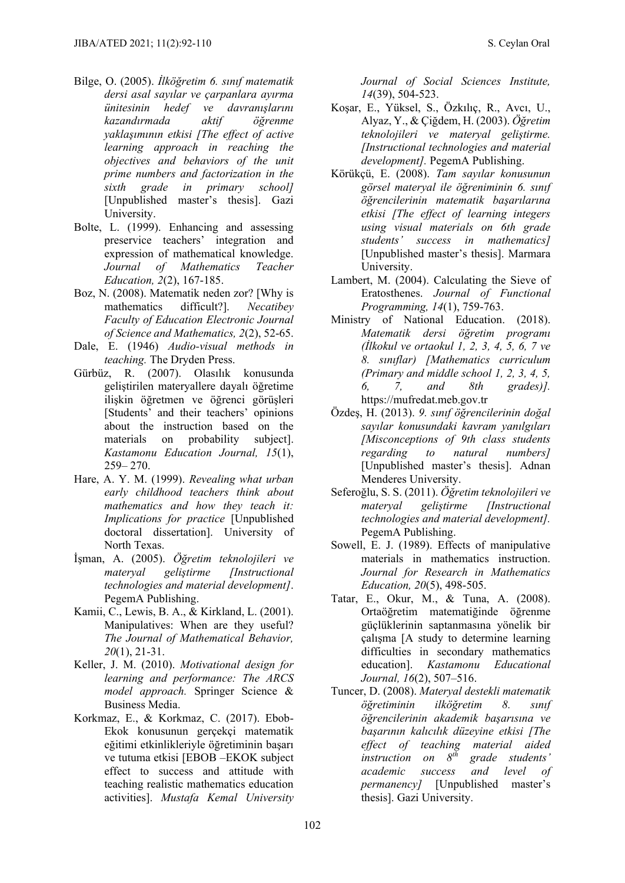Bilge, O. (2005). *İlköğretim 6. sınıf matematik dersi asal sayılar ve çarpanlara ayırma ünitesinin hedef ve davranışlarını kazandırmada aktif öğrenme yaklaşımının etkisi [The effect of active learning approach in reaching the objectives and behaviors of the unit prime numbers and factorization in the sixth grade in primary school]* [Unpublished master's thesis]. Gazi University.

Bolte, L. (1999). Enhancing and assessing preservice teachers' integration and expression of mathematical knowledge. *Journal of Mathematics Teacher Education, 2*(2), 167-185.

Boz, N. (2008). Matematik neden zor? [Why is mathematics difficult?]. *Necatibey Faculty of Education Electronic Journal of Science and Mathematics, 2*(2), 52-65.

Dale, E. (1946) *Audio-visual methods in teaching.* The Dryden Press.

Gürbüz, R. (2007). Olasılık konusunda geliştirilen materyallere dayalı öğretime ilişkin öğretmen ve öğrenci görüşleri [Students' and their teachers' opinions about the instruction based on the materials on probability subject]. *Kastamonu Education Journal, 15*(1), 259– 270.

Hare, A. Y. M. (1999). *Revealing what urban early childhood teachers think about mathematics and how they teach it: Implications for practice* [Unpublished doctoral dissertation]. University of North Texas.

İşman, A. (2005). *Öğretim teknolojileri ve materyal geliştirme [Instructional technologies and material development]*. PegemA Publishing.

Kamii, C., Lewis, B. A., & Kirkland, L. (2001). Manipulatives: When are they useful? *The Journal of Mathematical Behavior, 20*(1), 21-31.

Keller, J. M. (2010). *Motivational design for learning and performance: The ARCS model approach.* Springer Science & Business Media.

Korkmaz, E., & Korkmaz, C. (2017). Ebob-Ekok konusunun gerçekçi matematik eğitimi etkinlikleriyle öğretiminin başarı ve tutuma etkisi [EBOB –EKOK subject effect to success and attitude with teaching realistic mathematics education activities]. *Mustafa Kemal University Journal of Social Sciences Institute, 14*(39), 504-523.

Koşar, E., Yüksel, S., Özkılıç, R., Avcı, U., Alyaz, Y., & Çiğdem, H. (2003). *Öğretim teknolojileri ve materyal geliştirme. [Instructional technologies and material development].* PegemA Publishing.

Körükçü, E. (2008). *Tam sayılar konusunun görsel materyal ile öğreniminin 6. sınıf öğrencilerinin matematik başarılarına etkisi [The effect of learning integers using visual materials on 6th grade students' success in mathematics]* [Unpublished master's thesis]. Marmara University.

Lambert, M. (2004). Calculating the Sieve of Eratosthenes. *Journal of Functional Programming, 14*(1), 759-763.

Ministry of National Education. (2018). *Matematik dersi öğretim programı (İlkokul ve ortaokul 1, 2, 3, 4, 5, 6, 7 ve 8. sınıflar) [Mathematics curriculum (Primary and middle school 1, 2, 3, 4, 5, 6, 7, and 8th grades)].* https://mufredat.meb.gov.tr

Özdeş, H. (2013). *9. sınıf öğrencilerinin doğal sayılar konusundaki kavram yanılgıları [Misconceptions of 9th class students regarding to natural numbers]* [Unpublished master's thesis]. Adnan Menderes University.

Seferoğlu, S. S. (2011). *Öğretim teknolojileri ve materyal geliştirme [Instructional technologies and material development].* PegemA Publishing.

Sowell, E. J. (1989). Effects of manipulative materials in mathematics instruction. *Journal for Research in Mathematics Education, 20*(5), 498-505.

Tatar, E., Okur, M., & Tuna, A. (2008). Ortaöğretim matematiğinde öğrenme güçlüklerinin saptanmasına yönelik bir çalışma [A study to determine learning difficulties in secondary mathematics education]. *Kastamonu Educational Journal, 16*(2), 507–516.

Tuncer, D. (2008). *Materyal destekli matematik öğretiminin ilköğretim 8. sınıf öğrencilerinin akademik başarısına ve başarının kalıcılık düzeyine etkisi [The effect of teaching material aided instruction on 8th grade students' academic success and level of permanency]* [Unpublished master's thesis]. Gazi University.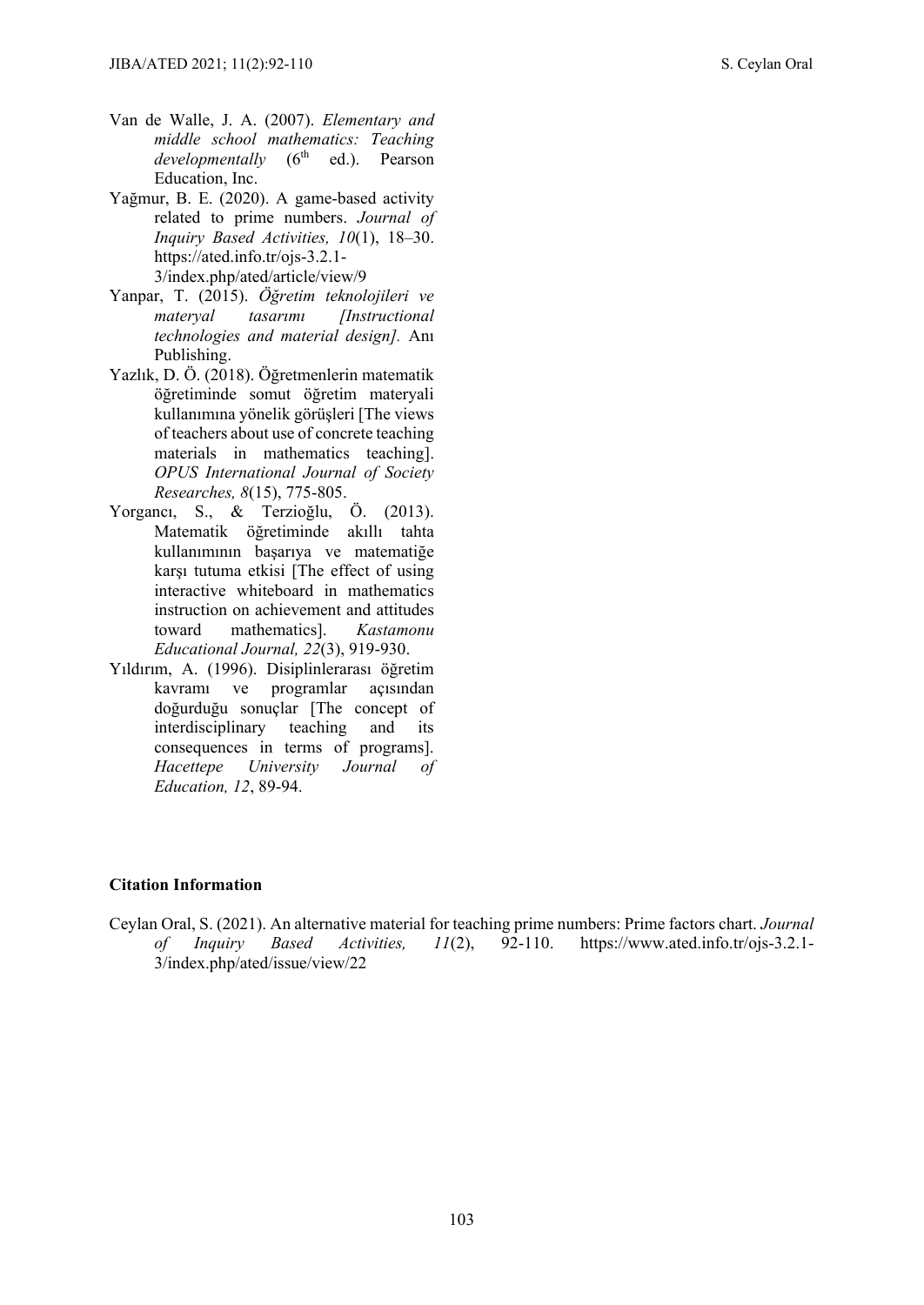Van de Walle, J. A. (2007). *Elementary and middle school mathematics: Teaching developmentally* ($6^{th}$ ed.). Pearson Education, Inc.

Yağmur, B. E. (2020). A game-based activity related to prime numbers. *Journal of Inquiry Based Activities, 10*(1), 18–30. https://ated.info.tr/ojs-3.2.1-3/index.php/ated/article/view/9

Yanpar, T. (2015). *Öğretim teknolojileri ve materyal tasarımı [Instructional technologies and material design]*. Anı Publishing.

Yazlık, D. Ö. (2018). Öğretmenlerin matematik öğretiminde somut öğretim materyali kullanımına yönelik görüşleri [The views of teachers about use of concrete teaching materials in mathematics teaching]. *OPUS International Journal of Society Researches, 8*(15), 775-805.

Yorgancı, S., & Terzioğlu, Ö. (2013). Matematik öğretiminde akıllı tahta kullanımının başarıya ve matematiğe karşı tutuma etkisi [The effect of using interactive whiteboard in mathematics instruction on achievement and attitudes toward mathematics]. *Kastamonu Educational Journal, 22*(3), 919-930.

Yıldırım, A. (1996). Disiplinlerarası öğretim kavramı ve programlar açısından doğurduğu sonuçlar [The concept of interdisciplinary teaching and its consequences in terms of programs]. *Hacettepe University Journal of Education, 12*, 89-94.

**Citation Information**

Ceylan Oral, S. (2021). An alternative material for teaching prime numbers: Prime factors chart. *Journal of Inquiry Based Activities, 11*(2), 92-110. https://www.ated.info.tr/ojs-3.2.1-3/index.php/ated/issue/view/22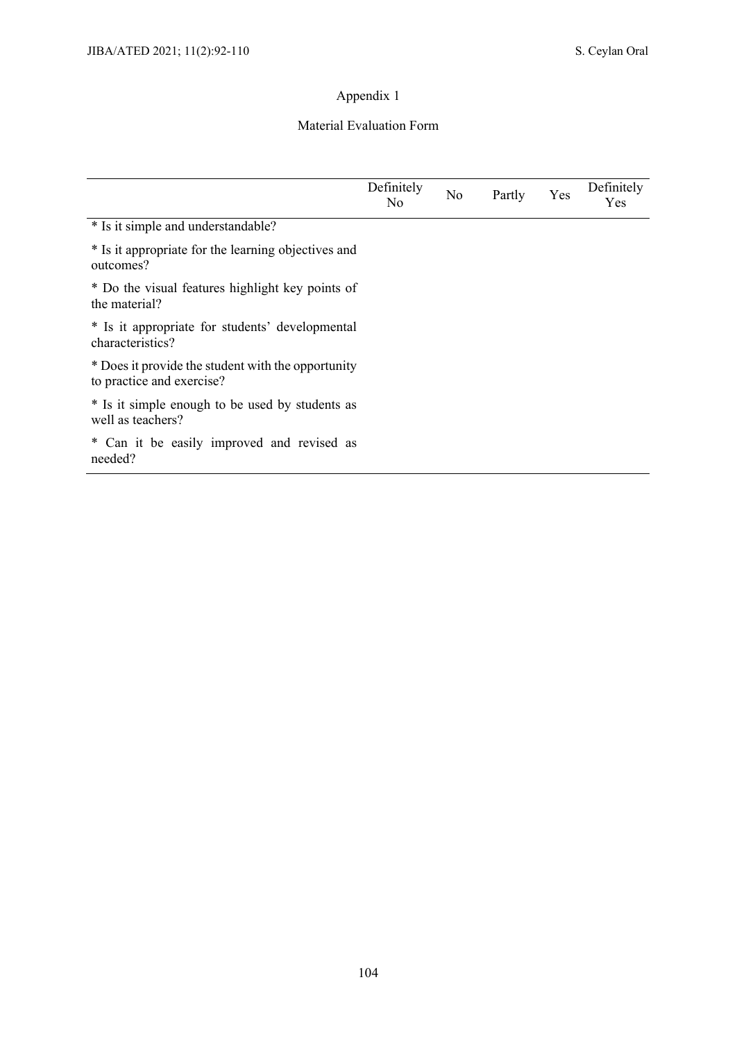# Appendix 1

## Material Evaluation Form

| | Definitely No | No | Partly | Yes | Definitely Yes |
|---|---|---|---|---|---|
| * Is it simple and understandable? | | | | | |
| * Is it appropriate for the learning objectives and outcomes? | | | | | |
| * Do the visual features highlight key points of the material? | | | | | |
| * Is it appropriate for students' developmental characteristics? | | | | | |
| * Does it provide the student with the opportunity to practice and exercise? | | | | | |
| * Is it simple enough to be used by students as well as teachers? | | | | | |
| * Can it be easily improved and revised as needed? | | | | | |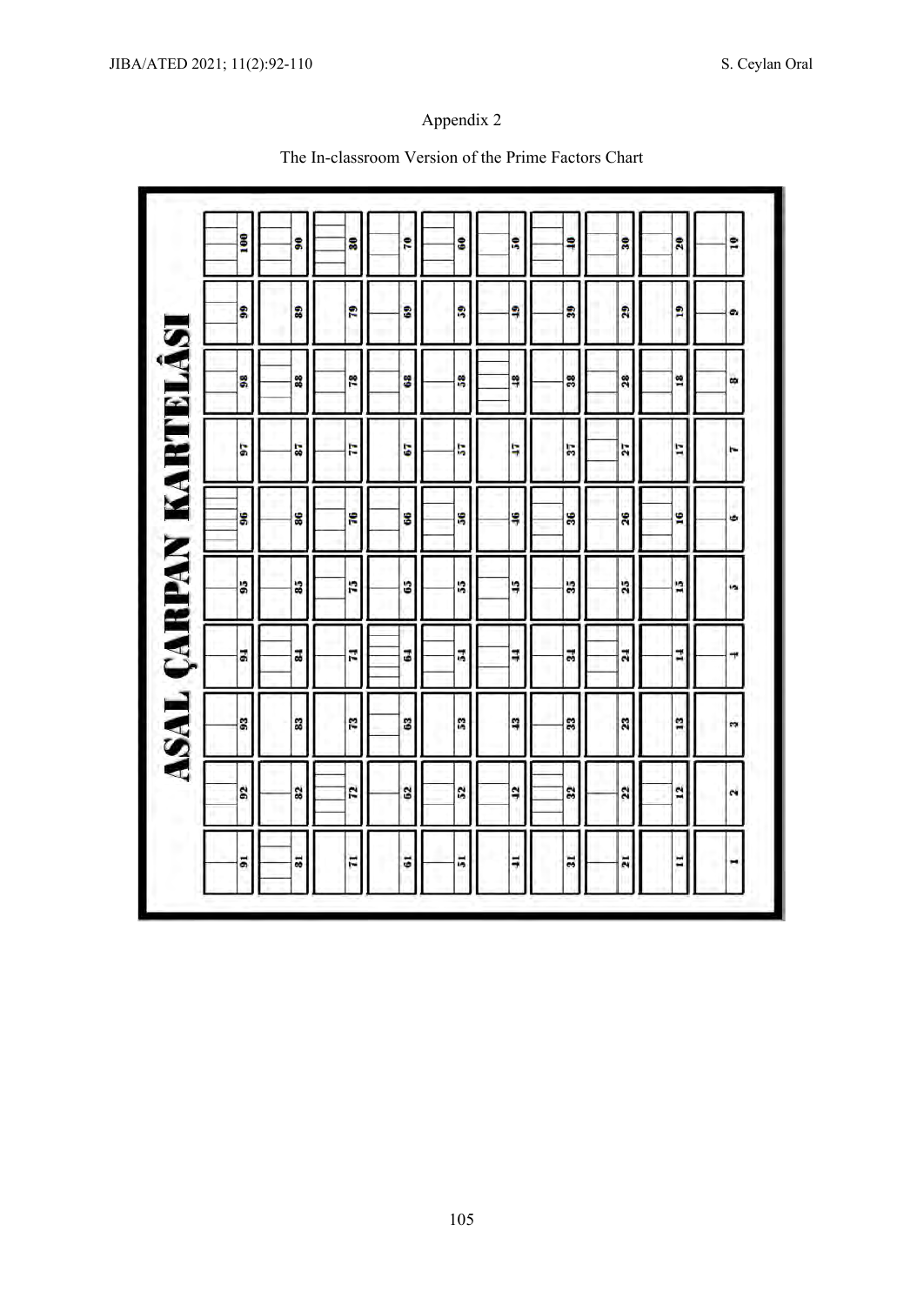## Appendix 2

The In-classroom Version of the Prime Factors Chart

**ASAL ÇARPAN KARTELÂSI**

| 1 | 2 | 3 | 4 | 5 | 6 | 7 | 8 | 9 | 10 |
|---|---|---|---|---|---|---|---|---|---|
| 11 | 12 | 13 | 14 | 15 | 16 | 17 | 18 | 19 | 20 |
| 21 | 22 | 23 | 24 | 25 | 26 | 27 | 28 | 29 | 30 |
| 31 | 32 | 33 | 34 | 35 | 36 | 37 | 38 | 39 | 40 |
| 41 | 42 | 43 | 44 | 45 | 46 | 47 | 48 | 49 | 50 |
| 51 | 52 | 53 | 54 | 55 | 56 | 57 | 58 | 59 | 60 |
| 61 | 62 | 63 | 64 | 65 | 66 | 67 | 68 | 69 | 70 |
| 71 | 72 | 73 | 74 | 75 | 76 | 77 | 78 | 79 | 80 |
| 81 | 82 | 83 | 84 | 85 | 86 | 87 | 88 | 89 | 90 |
| 91 | 92 | 93 | 94 | 95 | 96 | 97 | 98 | 99 | 100 |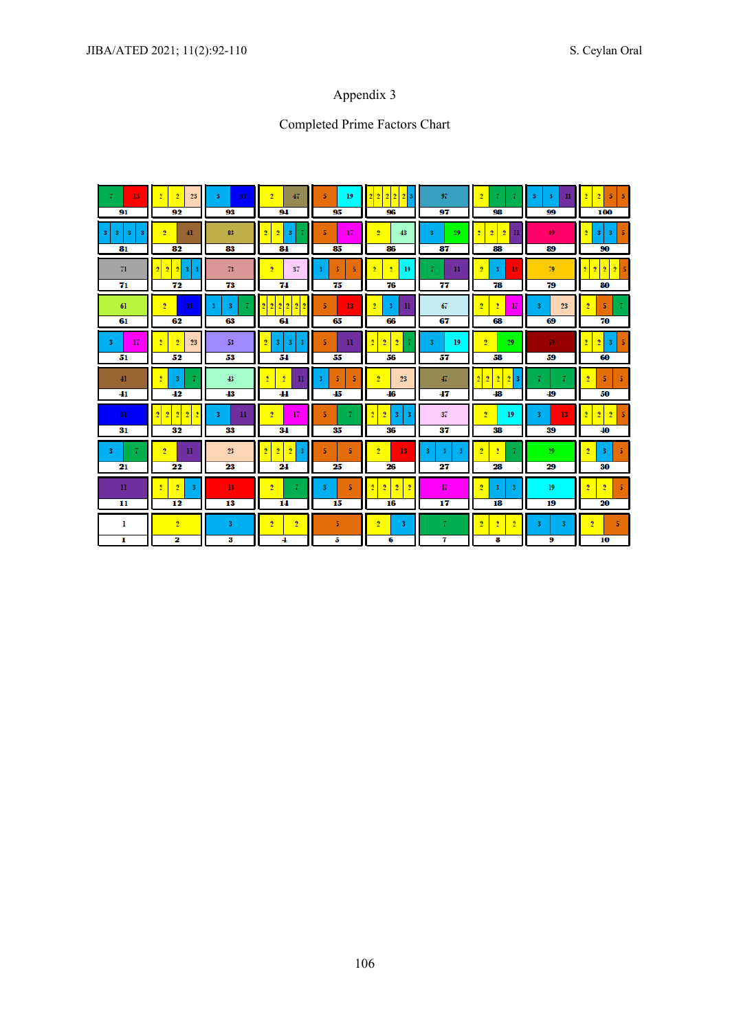# Appendix 3

## Completed Prime Factors Chart

| 7 13 | 2 2 23 | 3 31 | 2 47 | 5 19 | 2 2 2 2 2 3 | 97 | 2 7 7 | 3 3 11 | 2 2 5 5 |
|---|---|---|---|---|---|---|---|---|---|
| **91** | **92** | **93** | **94** | **95** | **96** | **97** | **98** | **99** | **100** |
| 3 3 3 3 | 2 41 | 83 | 2 2 3 7 | 5 17 | 2 43 | 3 29 | 2 2 2 11 | 89 | 2 3 3 5 |
| **81** | **82** | **83** | **84** | **85** | **86** | **87** | **88** | **89** | **90** |
| 71 | 2 2 2 3 3 | 73 | 2 37 | 3 5 5 | 2 2 19 | 7 11 | 2 3 13 | 79 | 2 2 2 2 5 |
| **71** | **72** | **73** | **74** | **75** | **76** | **77** | **78** | **79** | **80** |
| 61 | 2 31 | 3 3 7 | 2 2 2 2 2 2 | 5 13 | 2 3 11 | 67 | 2 2 17 | 3 23 | 2 5 7 |
| **61** | **62** | **63** | **64** | **65** | **66** | **67** | **68** | **69** | **70** |
| 3 17 | 2 2 23 | 53 | 2 3 3 3 | 5 11 | 2 2 2 7 | 3 19 | 2 29 | 59 | 2 2 3 5 |
| **51** | **52** | **53** | **54** | **55** | **56** | **57** | **58** | **59** | **60** |
| 41 | 2 3 7 | 43 | 2 2 11 | 3 5 5 | 2 23 | 47 | 2 2 2 2 3 | 7 7 | 2 5 5 |
| **41** | **42** | **43** | **44** | **45** | **46** | **47** | **48** | **49** | **50** |
| 31 | 2 2 2 2 2 | 3 11 | 2 17 | 5 7 | 2 2 3 3 | 37 | 2 19 | 3 13 | 2 2 2 5 |
| **31** | **32** | **33** | **34** | **35** | **36** | **37** | **38** | **39** | **40** |
| 3 7 | 2 11 | 23 | 2 2 2 3 | 5 5 | 2 13 | 3 3 3 | 2 2 7 | 29 | 2 3 5 |
| **21** | **22** | **23** | **24** | **25** | **26** | **27** | **28** | **29** | **30** |
| 11 | 2 2 3 | 13 | 2 7 | 3 5 | 2 2 2 2 | 17 | 2 3 3 | 19 | 2 2 5 |
| **11** | **12** | **13** | **14** | **15** | **16** | **17** | **18** | **19** | **20** |
| 1 | 2 | 3 | 2 2 | 5 | 2 3 | 7 | 2 2 2 | 3 3 | 2 5 |
| **1** | **2** | **3** | **4** | **5** | **6** | **7** | **8** | **9** | **10** |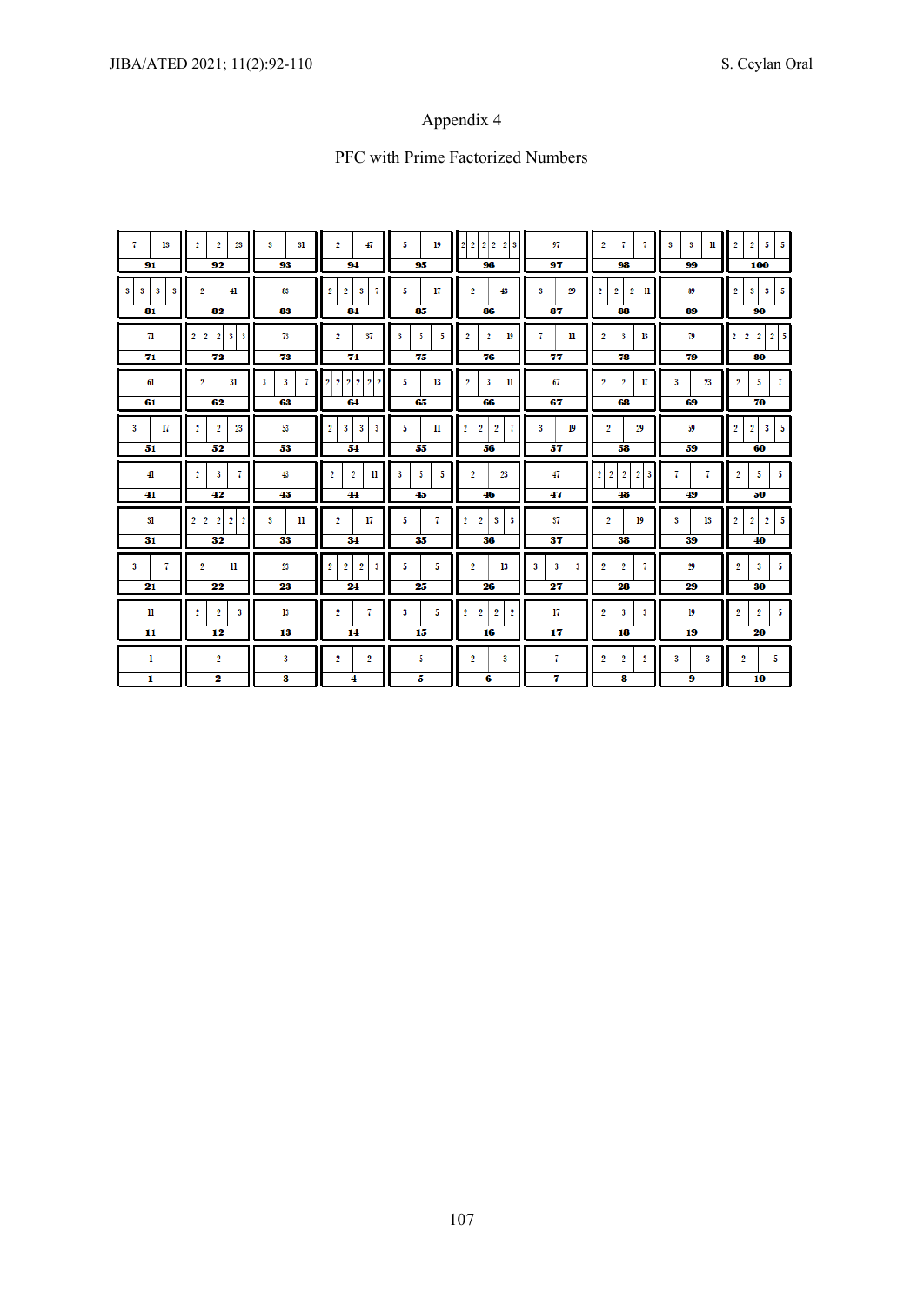# Appendix 4

## PFC with Prime Factorized Numbers

| | | | | | | | | | |
|---|---|---|---|---|---|---|---|---|---|
| 7 13<br>**91** | 2 2 23<br>**92** | 3 31<br>**93** | 2 47<br>**94** | 5 19<br>**95** | 2 2 2 2 2 3<br>**96** | 97<br>**97** | 2 7 7<br>**98** | 3 3 11<br>**99** | 2 2 5 5<br>**100** |
| 3 3 3 3<br>**81** | 2 41<br>**82** | 83<br>**83** | 2 2 3 7<br>**84** | 5 17<br>**85** | 2 43<br>**86** | 3 29<br>**87** | 2 2 2 11<br>**88** | 89<br>**89** | 2 3 3 5<br>**90** |
| 71<br>**71** | 2 2 2 3 3<br>**72** | 73<br>**73** | 2 37<br>**74** | 3 5 5<br>**75** | 2 2 19<br>**76** | 7 11<br>**77** | 2 3 13<br>**78** | 79<br>**79** | 2 2 2 2 5<br>**80** |
| 61<br>**61** | 2 31<br>**62** | 3 3 7<br>**63** | 2 2 2 2 2 2<br>**64** | 5 13<br>**65** | 2 3 11<br>**66** | 67<br>**67** | 2 2 17<br>**68** | 3 23<br>**69** | 2 5 7<br>**70** |
| 3 17<br>**51** | 2 2 13<br>**52** | 53<br>**53** | 2 3 3 3<br>**54** | 5 11<br>**55** | 2 2 2 7<br>**56** | 3 19<br>**57** | 2 29<br>**58** | 59<br>**59** | 2 2 3 5<br>**60** |
| 41<br>**41** | 2 3 7<br>**42** | 43<br>**43** | 2 2 11<br>**44** | 3 3 5<br>**45** | 2 23<br>**46** | 47<br>**47** | 2 2 2 2 3<br>**48** | 7 7<br>**49** | 2 5 5<br>**50** |
| 31<br>**31** | 2 2 2 2 2<br>**32** | 3 11<br>**33** | 2 17<br>**34** | 5 7<br>**35** | 2 2 3 3<br>**36** | 37<br>**37** | 2 19<br>**38** | 3 13<br>**39** | 2 2 2 5<br>**40** |
| 3 7<br>**21** | 2 11<br>**22** | 23<br>**23** | 2 2 2 3<br>**24** | 5 5<br>**25** | 2 13<br>**26** | 3 3 3<br>**27** | 2 2 7<br>**28** | 29<br>**29** | 2 3 5<br>**30** |
| 11<br>**11** | 2 2 3<br>**12** | 13<br>**13** | 2 7<br>**14** | 3 5<br>**15** | 2 2 2 2<br>**16** | 17<br>**17** | 2 3 3<br>**18** | 19<br>**19** | 2 2 5<br>**20** |
| 1<br>**1** | 2<br>**2** | 3<br>**3** | 2 2<br>**4** | 5<br>**5** | 2 3<br>**6** | 7<br>**7** | 2 2 2<br>**8** | 3 3<br>**9** | 2 5<br>**10** |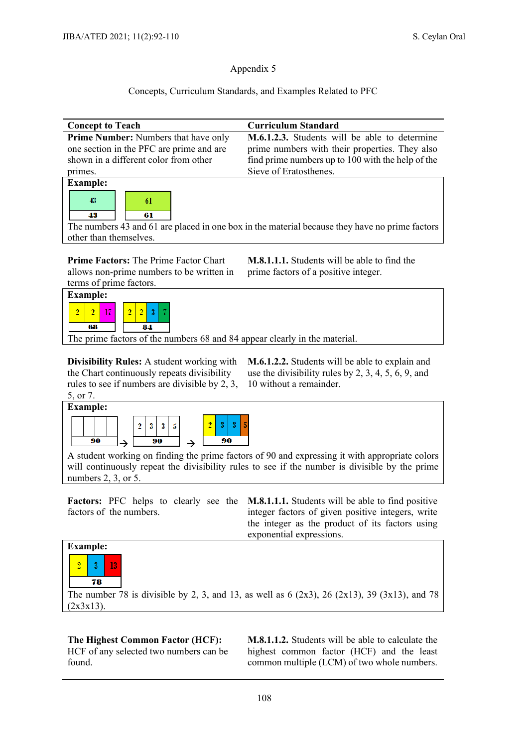## Appendix 5

Concepts, Curriculum Standards, and Examples Related to PFC

| Concept to Teach | Curriculum Standard |
|---|---|
| **Prime Number:** Numbers that have only one section in the PFC are prime and are shown in a different color from other primes. | **M.6.1.2.3.** Students will be able to determine prime numbers with their properties. They also find prime numbers up to 100 with the help of the Sieve of Eratosthenes. |
| **Example:** [43 / 43] [61 / 61] The numbers 43 and 61 are placed in one box in the material because they have no prime factors other than themselves. | |
| **Prime Factors:** The Prime Factor Chart allows non-prime numbers to be written in terms of prime factors. | **M.8.1.1.1.** Students will be able to find the prime factors of a positive integer. |
| **Example:** [2 \| 2 \| 17 / 68] [2 \| 2 \| 3 \| 7 / 84] The prime factors of the numbers 68 and 84 appear clearly in the material. | |
| **Divisibility Rules:** A student working with the Chart continuously repeats divisibility rules to see if numbers are divisible by 2, 3, 5, or 7. | **M.6.1.2.2.** Students will be able to explain and use the divisibility rules by 2, 3, 4, 5, 6, 9, and 10 without a remainder. |
| **Example:** [ \| \| \| / 90] → [2 \| 3 \| 3 \| 5 / 90] → [2 \| 3 \| 3 \| 5 / 90] A student working on finding the prime factors of 90 and expressing it with appropriate colors will continuously repeat the divisibility rules to see if the number is divisible by the prime numbers 2, 3, or 5. | |
| **Factors:** PFC helps to clearly see the factors of the numbers. | **M.8.1.1.1.** Students will be able to find positive integer factors of given positive integers, write the integer as the product of its factors using exponential expressions. |
| **Example:** [2 \| 3 \| 13 / 78] The number 78 is divisible by 2, 3, and 13, as well as 6 (2x3), 26 (2x13), 39 (3x13), and 78 (2x3x13). | |
| **The Highest Common Factor (HCF):** HCF of any selected two numbers can be found. | **M.8.1.1.2.** Students will be able to calculate the highest common factor (HCF) and the least common multiple (LCM) of two whole numbers. |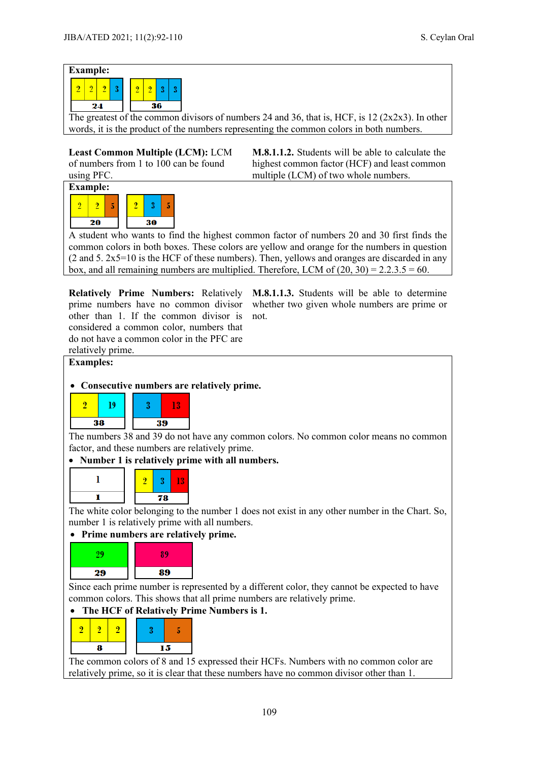**Example:**

| 2 | 2 | 2 | 3 |
|---|---|---|---|
| 24 | | | |

| 2 | 2 | 3 | 3 |
|---|---|---|---|
| 36 | | | |

The greatest of the common divisors of numbers 24 and 36, that is, HCF, is 12 (2x2x3). In other words, it is the product of the numbers representing the common colors in both numbers.

**Least Common Multiple (LCM):** LCM of numbers from 1 to 100 can be found using PFC.

**M.8.1.1.2.** Students will be able to calculate the highest common factor (HCF) and least common multiple (LCM) of two whole numbers.

**Example:**

| 2 | 2 | 5 |
|---|---|---|
| 20 | | |

| 2 | 3 | 5 |
|---|---|---|
| 30 | | |

A student who wants to find the highest common factor of numbers 20 and 30 first finds the common colors in both boxes. These colors are yellow and orange for the numbers in question (2 and 5. 2x5=10 is the HCF of these numbers). Then, yellows and oranges are discarded in any box, and all remaining numbers are multiplied. Therefore, LCM of (20, 30) = 2.2.3.5 = 60.

**Relatively Prime Numbers:** Relatively prime numbers have no common divisor other than 1. If the common divisor is considered a common color, numbers that do not have a common color in the PFC are relatively prime.

**M.8.1.1.3.** Students will be able to determine whether two given whole numbers are prime or not.

**Examples:**

- **Consecutive numbers are relatively prime.**

| 2 | 19 |
|---|---|
| 38 | |

| 3 | 13 |
|---|---|
| 39 | |

The numbers 38 and 39 do not have any common colors. No common color means no common factor, and these numbers are relatively prime.

- **Number 1 is relatively prime with all numbers.**

| 1 |
|---|
| 1 |

| 2 | 3 | 13 |
|---|---|---|
| 78 | | |

The white color belonging to the number 1 does not exist in any other number in the Chart. So, number 1 is relatively prime with all numbers.

- **Prime numbers are relatively prime.**

| 29 |
|---|
| 29 |

| 89 |
|---|
| 89 |

Since each prime number is represented by a different color, they cannot be expected to have common colors. This shows that all prime numbers are relatively prime.

- **The HCF of Relatively Prime Numbers is 1.**

| 2 | 2 | 2 |
|---|---|---|
| 8 | | |

| 3 | 5 |
|---|---|
| 15 | |

The common colors of 8 and 15 expressed their HCFs. Numbers with no common color are relatively prime, so it is clear that these numbers have no common divisor other than 1.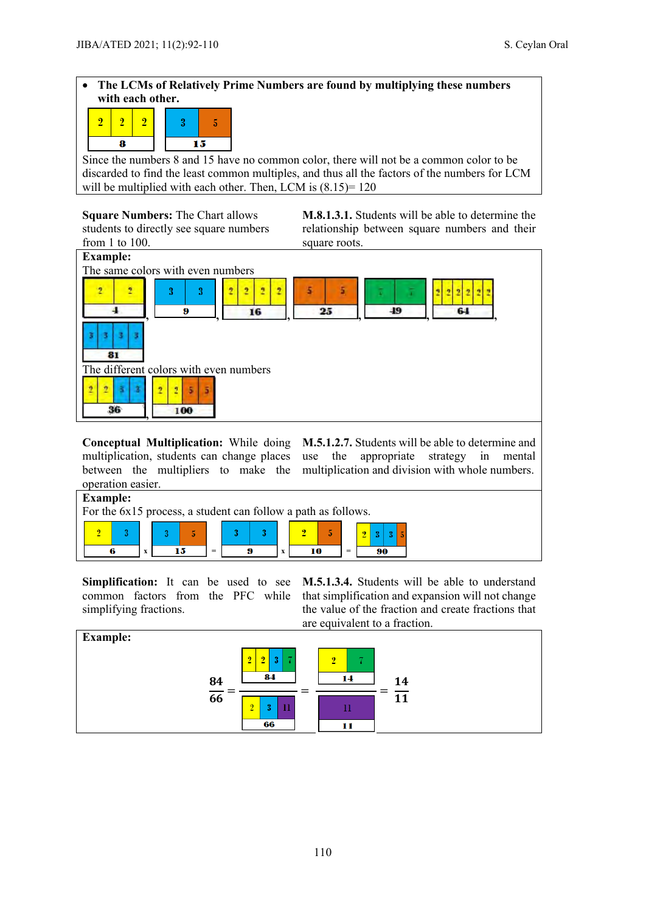- **The LCMs of Relatively Prime Numbers are found by multiplying these numbers with each other.**

| 2 | 2 | 2 |
|---|---|---|
| 8 | | |

| 3 | 5 |
|---|---|
| 15 | |

Since the numbers 8 and 15 have no common color, there will not be a common color to be discarded to find the least common multiples, and thus all the factors of the numbers for LCM will be multiplied with each other. Then, LCM is (8.15)= 120

**Square Numbers:** The Chart allows students to directly see square numbers from 1 to 100.

**M.8.1.3.1.** Students will be able to determine the relationship between square numbers and their square roots.

**Example:**

The same colors with even numbers

2 2 = 4, 3 3 = 9, 2 2 2 2 = 16, 5 5 = 25, 7 7 = 49, 2 2 2 2 2 2 = 64,

3 3 3 3 = 81

The different colors with even numbers

2 2 3 3 = 36, 2 2 5 5 = 100

**Conceptual Multiplication:** While doing multiplication, students can change places between the multipliers to make the operation easier.

**M.5.1.2.7.** Students will be able to determine and use the appropriate strategy in mental multiplication and division with whole numbers.

**Example:**

For the 6x15 process, a student can follow a path as follows.

(2 3) 6 x (3 5) 15 = (3 3) 9 x (2 5) 10 = (2 3 3 5) 90

**Simplification:** It can be used to see common factors from the PFC while simplifying fractions.

**M.5.1.3.4.** Students will be able to understand that simplification and expansion will not change the value of the fraction and create fractions that are equivalent to a fraction.

**Example:**

$$\frac{84}{66} = \frac{2\ 2\ 3\ 7\ (84)}{2\ 3\ 11\ (66)} = \frac{2\ 7\ (14)}{11\ (11)} = \frac{14}{11}$$